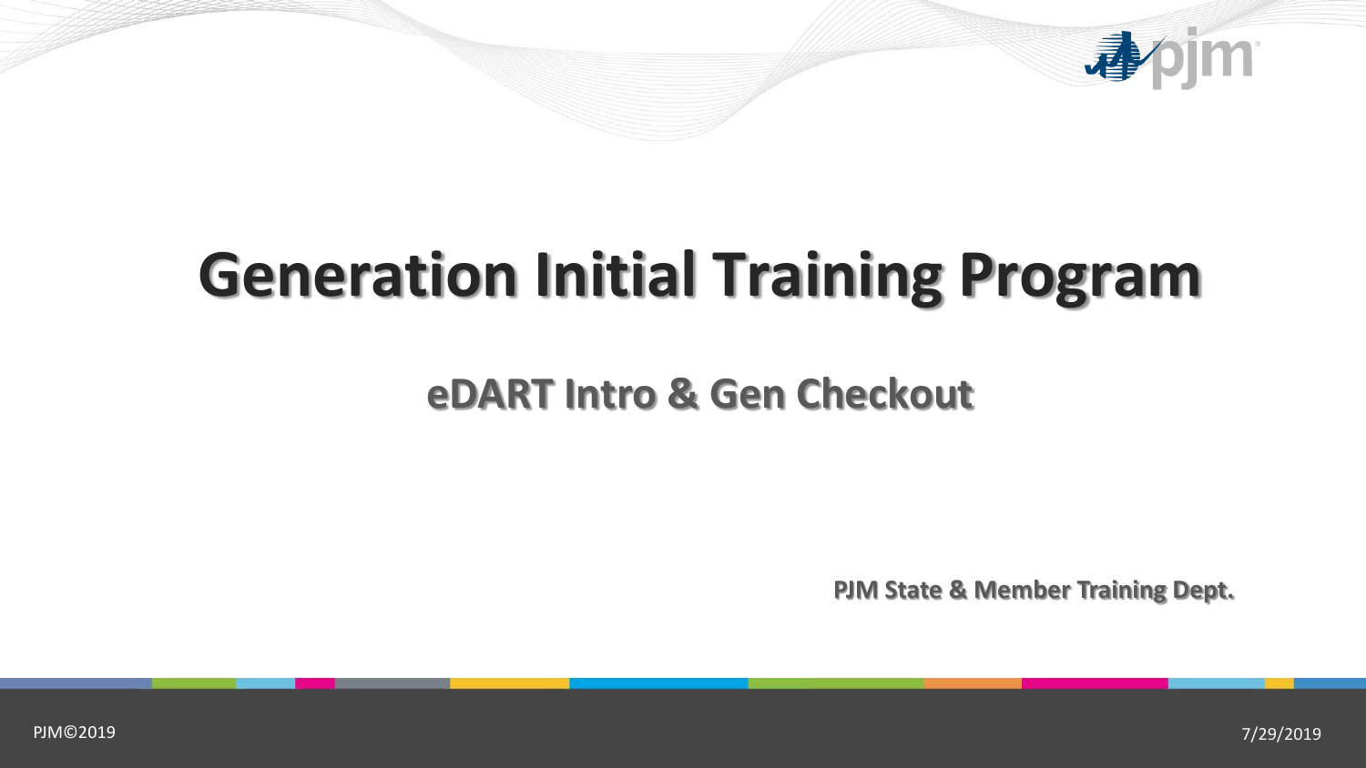# Generation Initial Training Program

## eDART Intro & Gen Checkout

**PJM State & Member Training Dept.**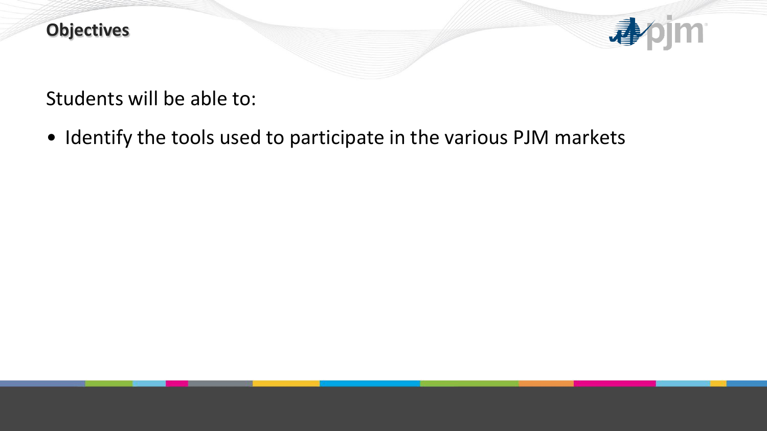## Objectives

Students will be able to:

- Identify the tools used to participate in the various PJM markets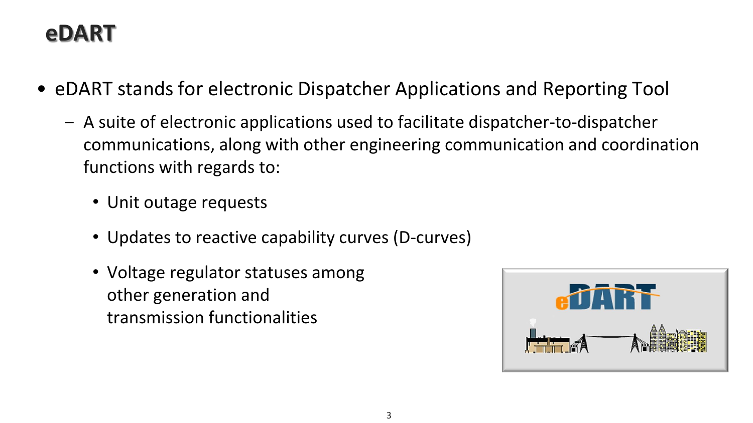# eDART

- eDART stands for electronic Dispatcher Applications and Reporting Tool
  - A suite of electronic applications used to facilitate dispatcher-to-dispatcher communications, along with other engineering communication and coordination functions with regards to:
    - Unit outage requests
    - Updates to reactive capability curves (D-curves)
    - Voltage regulator statuses among other generation and transmission functionalities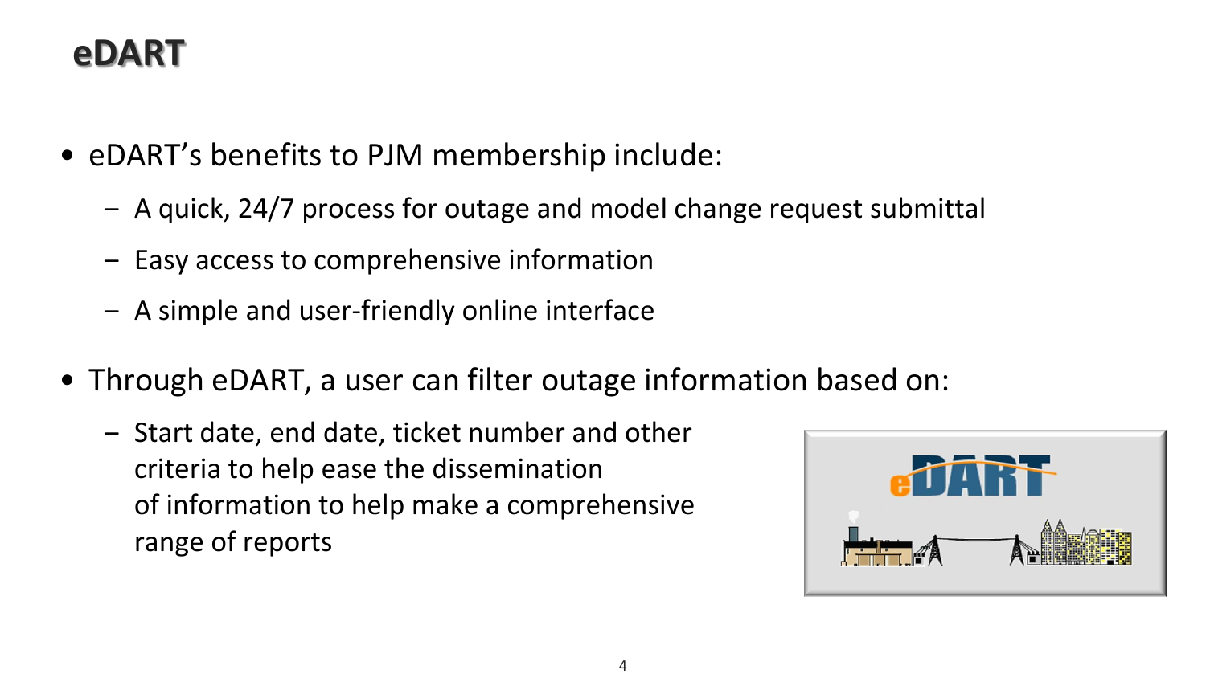# eDART

- eDART's benefits to PJM membership include:
  - A quick, 24/7 process for outage and model change request submittal
  - Easy access to comprehensive information
  - A simple and user-friendly online interface
- Through eDART, a user can filter outage information based on:
  - Start date, end date, ticket number and other criteria to help ease the dissemination of information to help make a comprehensive range of reports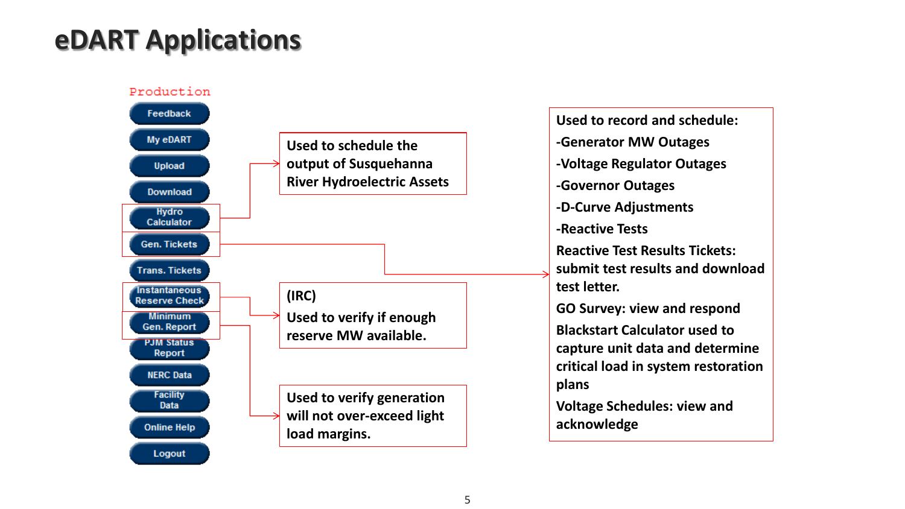# eDART Applications

Production

- Feedback
- My eDART
- Upload
- Download
- Hydro Calculator
- Gen. Tickets
- Trans. Tickets
- Instantaneous Reserve Check
- Minimum Gen. Report
- PJM Status Report
- NERC Data
- Facility Data
- Online Help
- Logout

**Hydro Calculator:** Used to schedule the output of Susquehanna River Hydroelectric Assets

**Gen. Tickets:**

Used to record and schedule:

- -Generator MW Outages
- -Voltage Regulator Outages
- -Governor Outages
- -D-Curve Adjustments
- -Reactive Tests

Reactive Test Results Tickets: submit test results and download test letter.

GO Survey: view and respond

Blackstart Calculator used to capture unit data and determine critical load in system restoration plans

Voltage Schedules: view and acknowledge

**Instantaneous Reserve Check:** (IRC) Used to verify if enough reserve MW available.

**Minimum Gen. Report:** Used to verify generation will not over-exceed light load margins.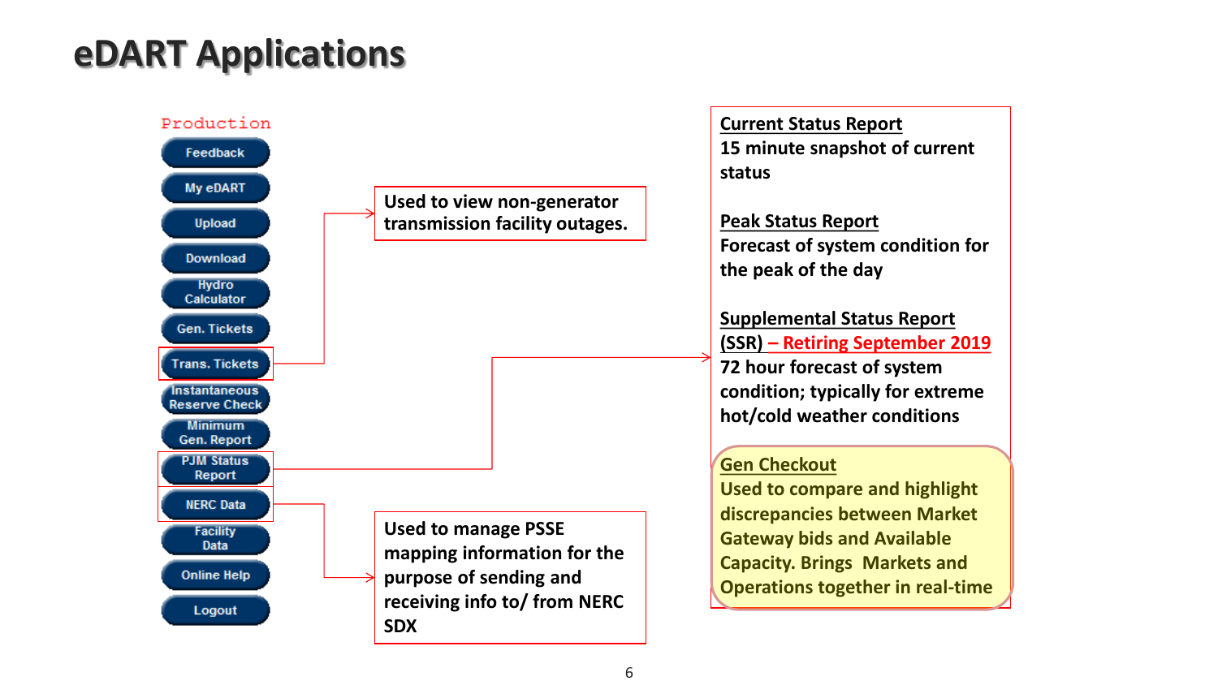# eDART Applications

**Production**

- Feedback
- My eDART
- Upload
- Download
- Hydro Calculator
- Gen. Tickets
- Trans. Tickets
- Instantaneous Reserve Check
- Minimum Gen. Report
- PJM Status Report
- NERC Data
- Facility Data
- Online Help
- Logout

**Trans. Tickets:** Used to view non-generator transmission facility outages.

**NERC Data:** Used to manage PSSE mapping information for the purpose of sending and receiving info to/ from NERC SDX

**PJM Status Report:**

**Current Status Report**
15 minute snapshot of current status

**Peak Status Report**
Forecast of system condition for the peak of the day

**Supplemental Status Report (SSR) – Retiring September 2019**
72 hour forecast of system condition; typically for extreme hot/cold weather conditions

**Gen Checkout**
Used to compare and highlight discrepancies between Market Gateway bids and Available Capacity. Brings Markets and Operations together in real-time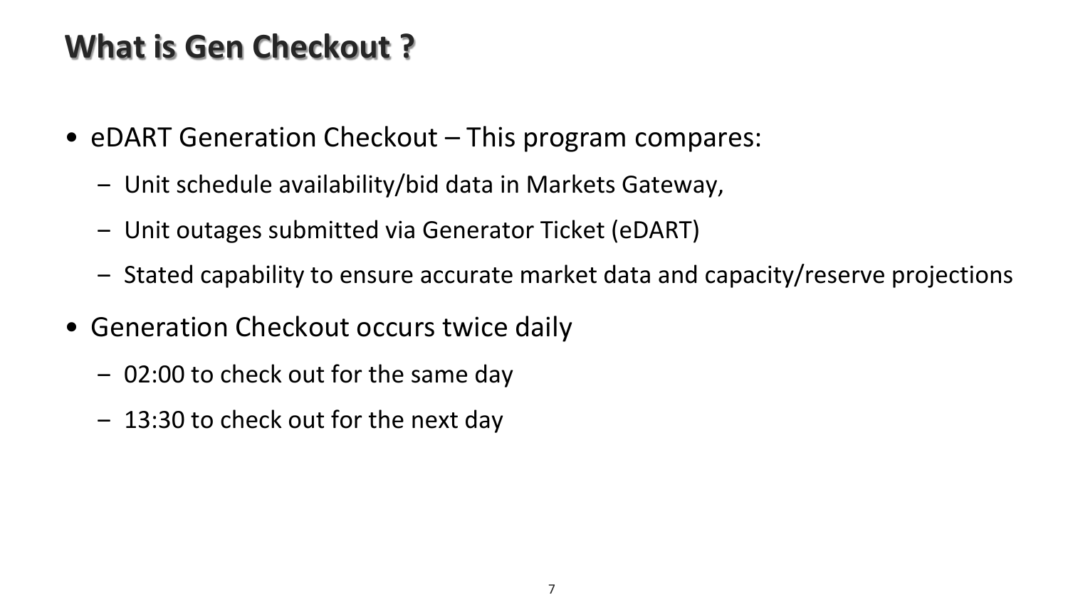# What is Gen Checkout ?

- eDART Generation Checkout – This program compares:
  - Unit schedule availability/bid data in Markets Gateway,
  - Unit outages submitted via Generator Ticket (eDART)
  - Stated capability to ensure accurate market data and capacity/reserve projections
- Generation Checkout occurs twice daily
  - 02:00 to check out for the same day
  - 13:30 to check out for the next day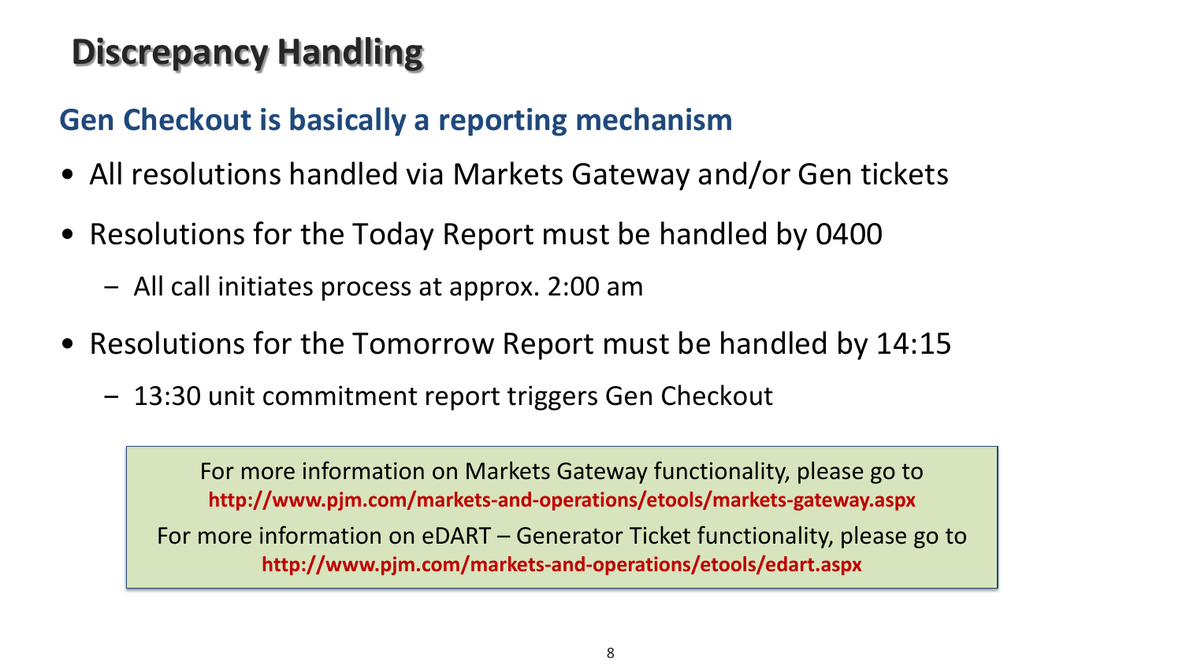# Discrepancy Handling

## Gen Checkout is basically a reporting mechanism

- All resolutions handled via Markets Gateway and/or Gen tickets
- Resolutions for the Today Report must be handled by 0400
  - All call initiates process at approx. 2:00 am
- Resolutions for the Tomorrow Report must be handled by 14:15
  - 13:30 unit commitment report triggers Gen Checkout

For more information on Markets Gateway functionality, please go to
**http://www.pjm.com/markets-and-operations/etools/markets-gateway.aspx**

For more information on eDART – Generator Ticket functionality, please go to
**http://www.pjm.com/markets-and-operations/etools/edart.aspx**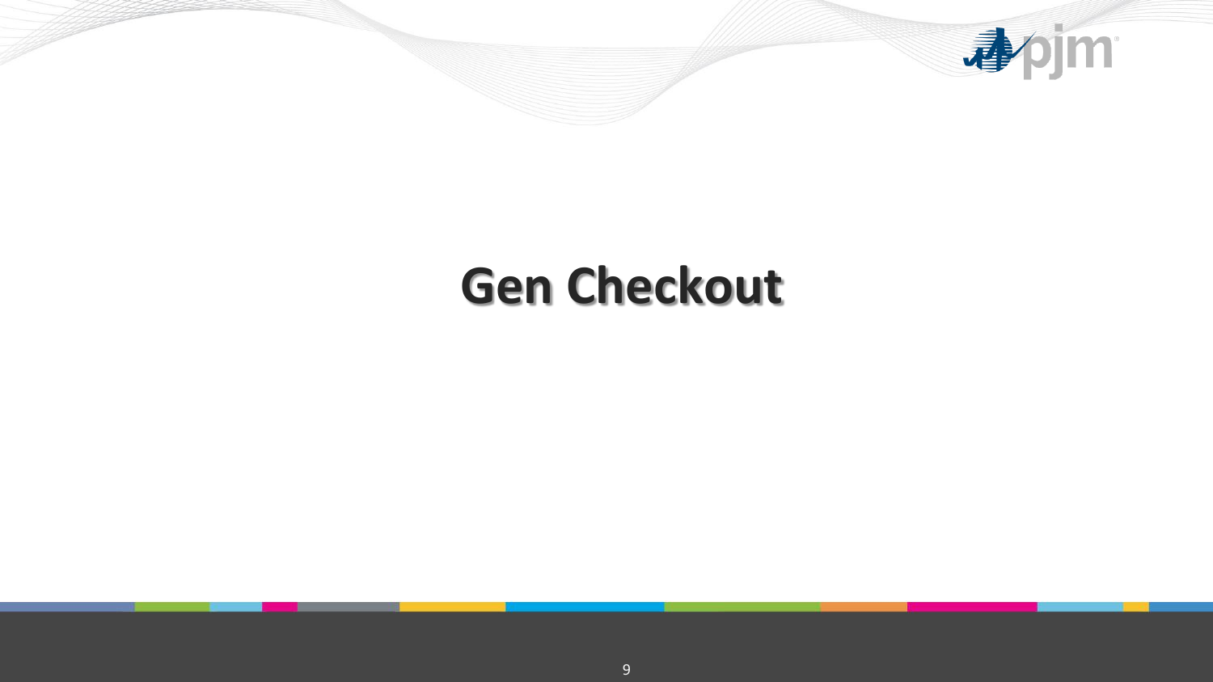# Gen Checkout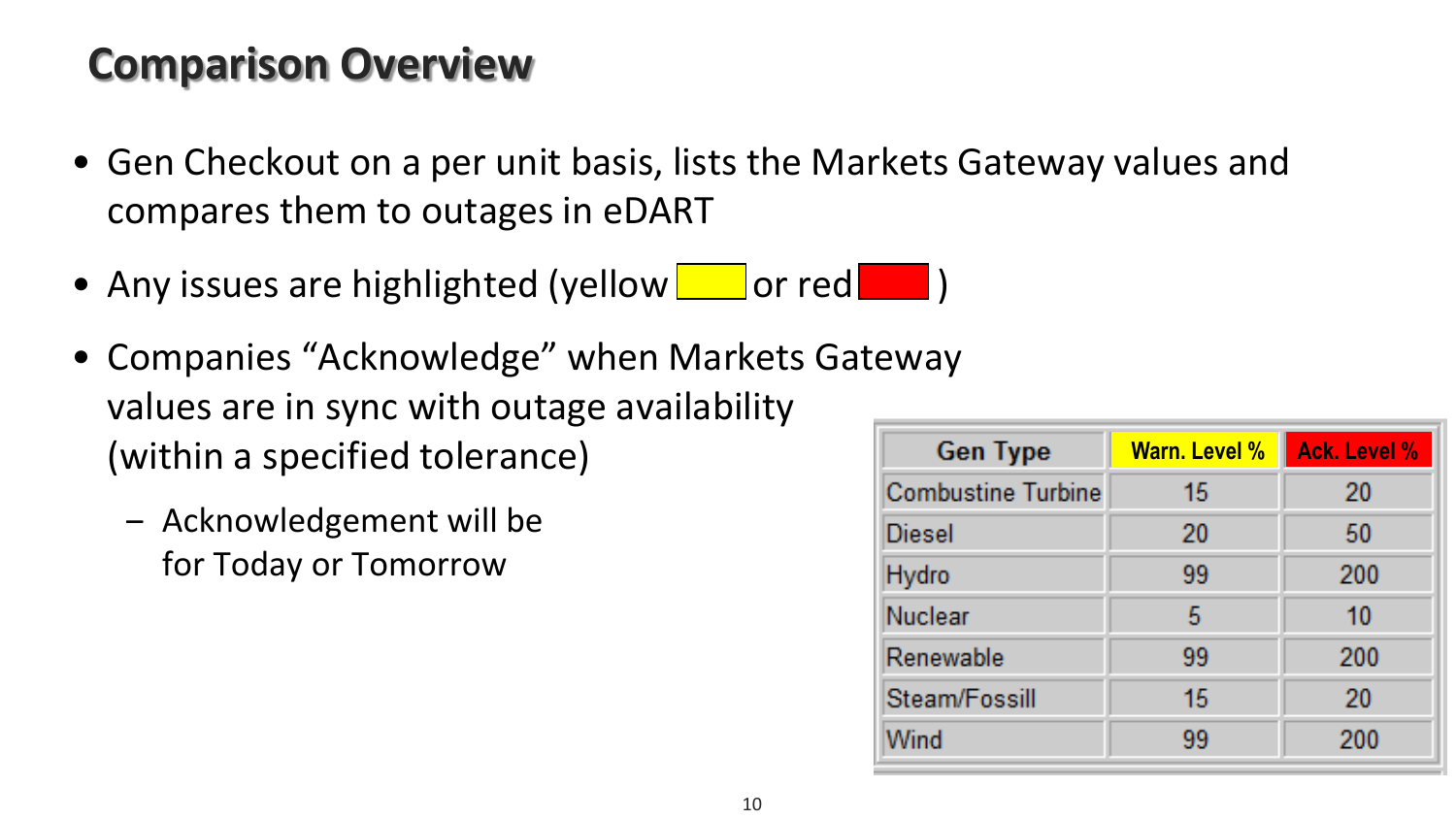## Comparison Overview

- Gen Checkout on a per unit basis, lists the Markets Gateway values and compares them to outages in eDART
- Any issues are highlighted (yellow or red )
- Companies “Acknowledge” when Markets Gateway values are in sync with outage availability (within a specified tolerance)
  - Acknowledgement will be for Today or Tomorrow

| Gen Type | Warn. Level % | Ack. Level % |
|---|---|---|
| Combustine Turbine | 15 | 20 |
| Diesel | 20 | 50 |
| Hydro | 99 | 200 |
| Nuclear | 5 | 10 |
| Renewable | 99 | 200 |
| Steam/Fossill | 15 | 20 |
| Wind | 99 | 200 |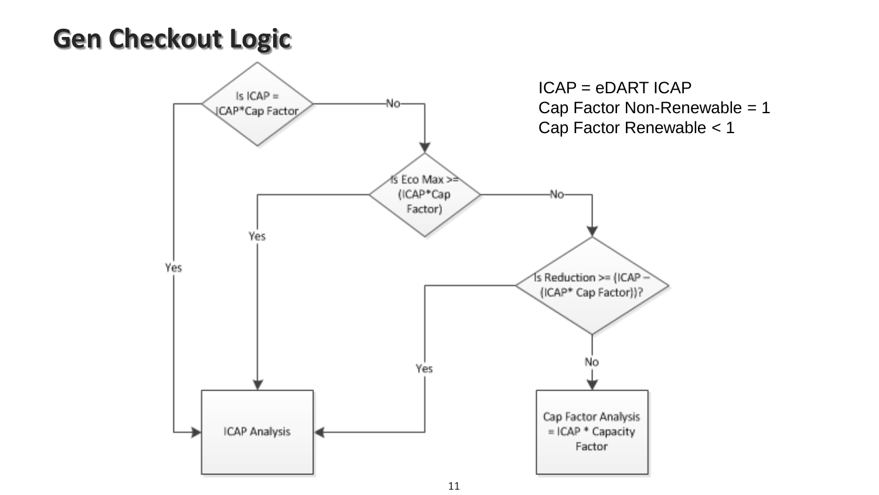# Gen Checkout Logic

ICAP = eDART ICAP
Cap Factor Non-Renewable = 1
Cap Factor Renewable < 1

- Is ICAP = ICAP*Cap Factor
  - Yes → ICAP Analysis
  - No → Is Eco Max >= (ICAP*Cap Factor)
    - Yes → ICAP Analysis
    - No → Is Reduction >= (ICAP – (ICAP* Cap Factor))?
      - Yes → ICAP Analysis
      - No → Cap Factor Analysis = ICAP * Capacity Factor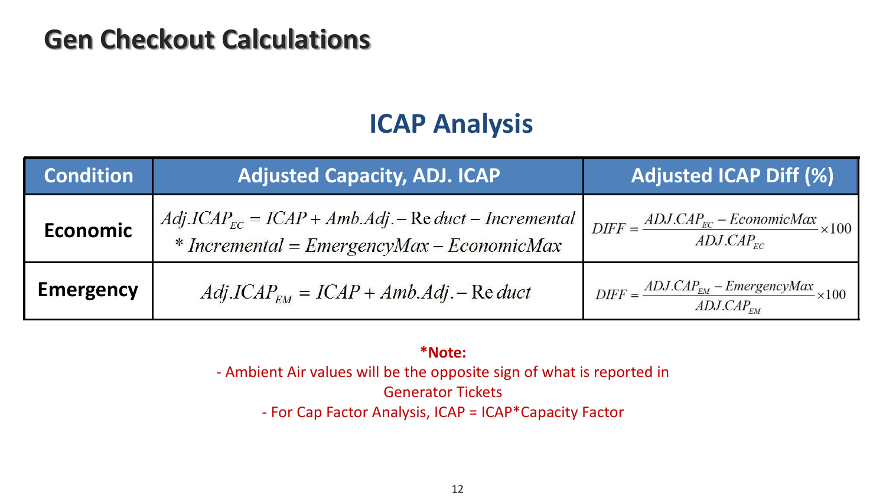# Gen Checkout Calculations

## ICAP Analysis

| Condition | Adjusted Capacity, ADJ. ICAP | Adjusted ICAP Diff (%) |
|---|---|---|
| **Economic** | $Adj.ICAP_{EC} = ICAP + Amb.Adj. - Reduct - Incremental$ <br> $* \; Incremental = EmergencyMax - EconomicMax$ | $DIFF = \frac{ADJ.CAP_{EC} - EconomicMax}{ADJ.CAP_{EC}} \times 100$ |
| **Emergency** | $Adj.ICAP_{EM} = ICAP + Amb.Adj. - Reduct$ | $DIFF = \frac{ADJ.CAP_{EM} - EmergencyMax}{ADJ.CAP_{EM}} \times 100$ |

**\*Note:**

- Ambient Air values will be the opposite sign of what is reported in Generator Tickets
- For Cap Factor Analysis, ICAP = ICAP*Capacity Factor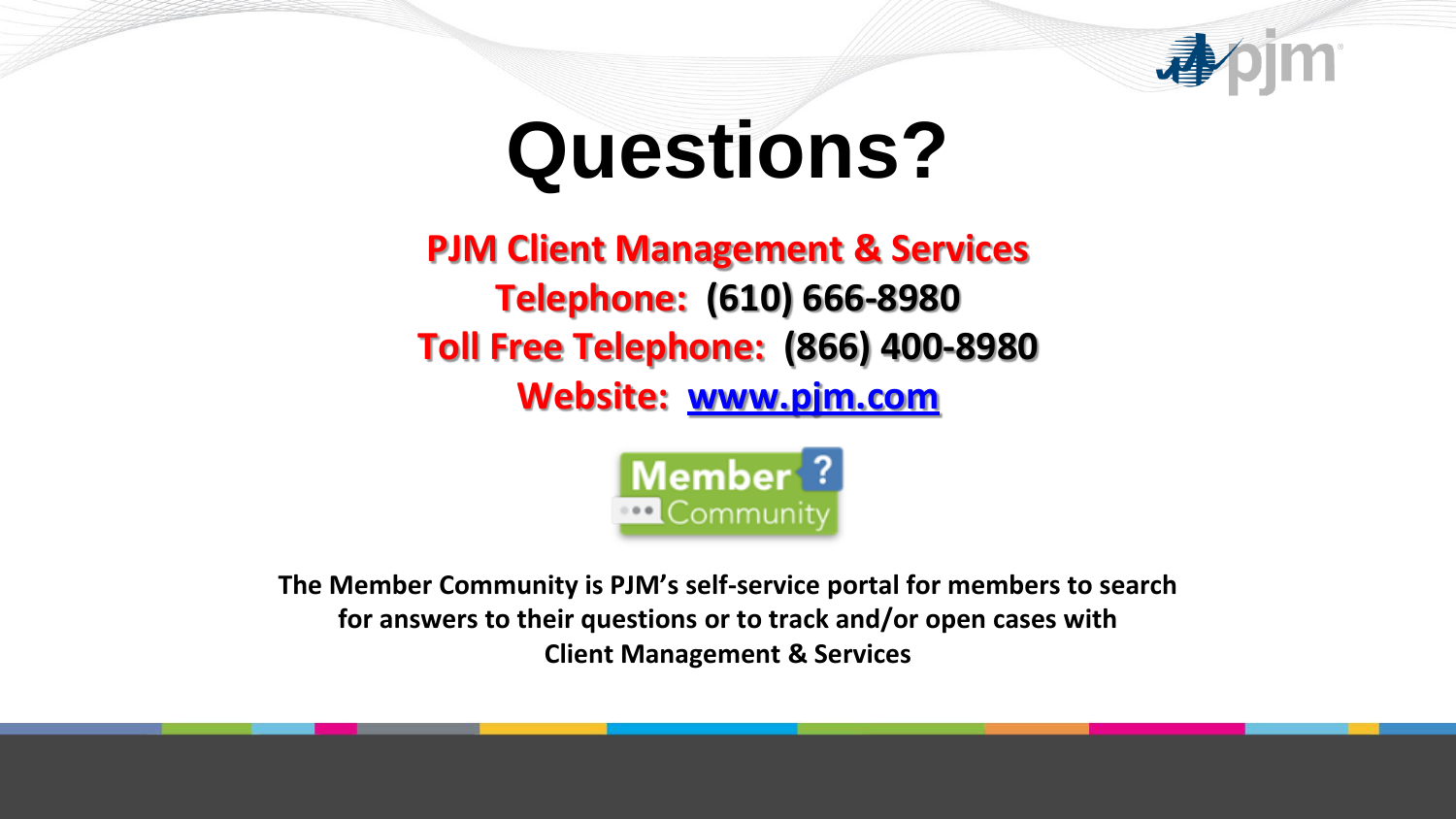# Questions?

**PJM Client Management & Services**

**Telephone: (610) 666-8980**

**Toll Free Telephone: (866) 400-8980**

**Website: www.pjm.com**

Member Community

**The Member Community is PJM's self-service portal for members to search for answers to their questions or to track and/or open cases with Client Management & Services**